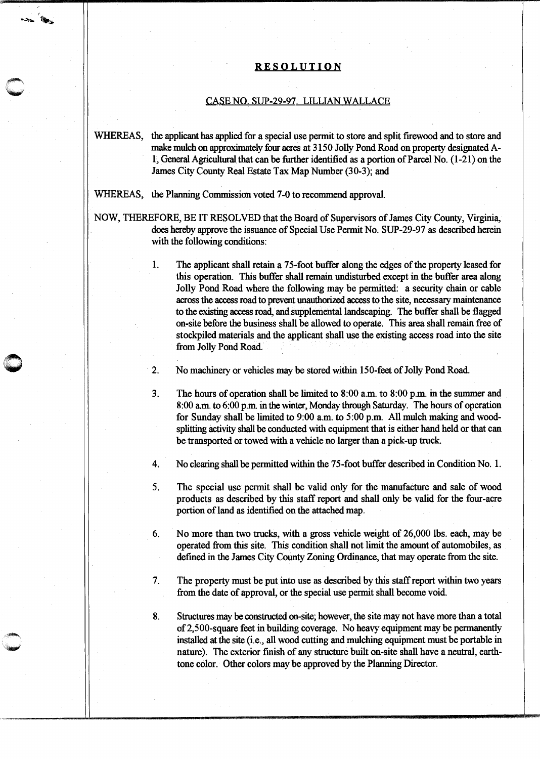# RESOLUTION

## CASE NO. SUP-29-97. LILLIAN WALLACE

WHEREAS, the applicant has applied for a special use permit to store and split firewood and to store and make mulch on approximately four acres at 3150 Jolly Pond Road on property designated A-1, General Agricultural that can be further identified as a portion of Parcel No. (1-21) on the James City County Real Estate Tax Map Number (30-3); and

WHEREAS, the Planning Commission voted 7-0 to recommend approval.

NOW, THEREFORE, BE IT RESOLVED that the Board of Supervisors of James City County, Virginia, does hereby approve the issuance of Special Use Permit No. SUP-29-97 as described herein with the following conditions:

1. The applicant shall retain a 75-foot buffer along the edges of the property leased for this operation. This buffer shall remain undisturbed except in the buffer area along Jolly Pond Road where the following may be permitted: a security chain or cable across the access road to prevent unauthorized access to the site, necessary maintenance to the existing access road, and supplemental landscaping. The buffer shall be flagged on-site before the business shall be allowed to operate. This area shall remain free of stockpiled materials and the applicant shall use the existing access road into the site from Jolly Pond Road.

2. No machinery or vehicles may be stored within 150-feet of Jolly Pond Road.

3. The hours of operation shall be limited to 8:00 a.m. to 8:00 p.m. in the summer and 8:00 a.m. to 6:00 p.m. in the winter, Monday through Saturday. The hours of operation for Sunday shall be limited to 9:00 a.m. to 5:00 p.m. All mulch making and wood-splitting activity shall be conducted with equipment that is either hand held or that can be transported or towed with a vehicle no larger than a pick-up truck.

4. No clearing shall be permitted within the 75-foot buffer described in Condition No. 1.

5. The special use permit shall be valid only for the manufacture and sale of wood products as described by this staff report and shall only be valid for the four-acre portion of land as identified on the attached map.

6. No more than two trucks, with a gross vehicle weight of 26,000 lbs. each, may be operated from this site. This condition shall not limit the amount of automobiles, as defined in the James City County Zoning Ordinance, that may operate from the site.

7. The property must be put into use as described by this staff report within two years from the date of approval, or the special use permit shall become void.

8. Structures may be constructed on-site; however, the site may not have more than a total of 2,500-square feet in building coverage. No heavy equipment may be permanently installed at the site (i.e., all wood cutting and mulching equipment must be portable in nature). The exterior finish of any structure built on-site shall have a neutral, earth-tone color. Other colors may be approved by the Planning Director.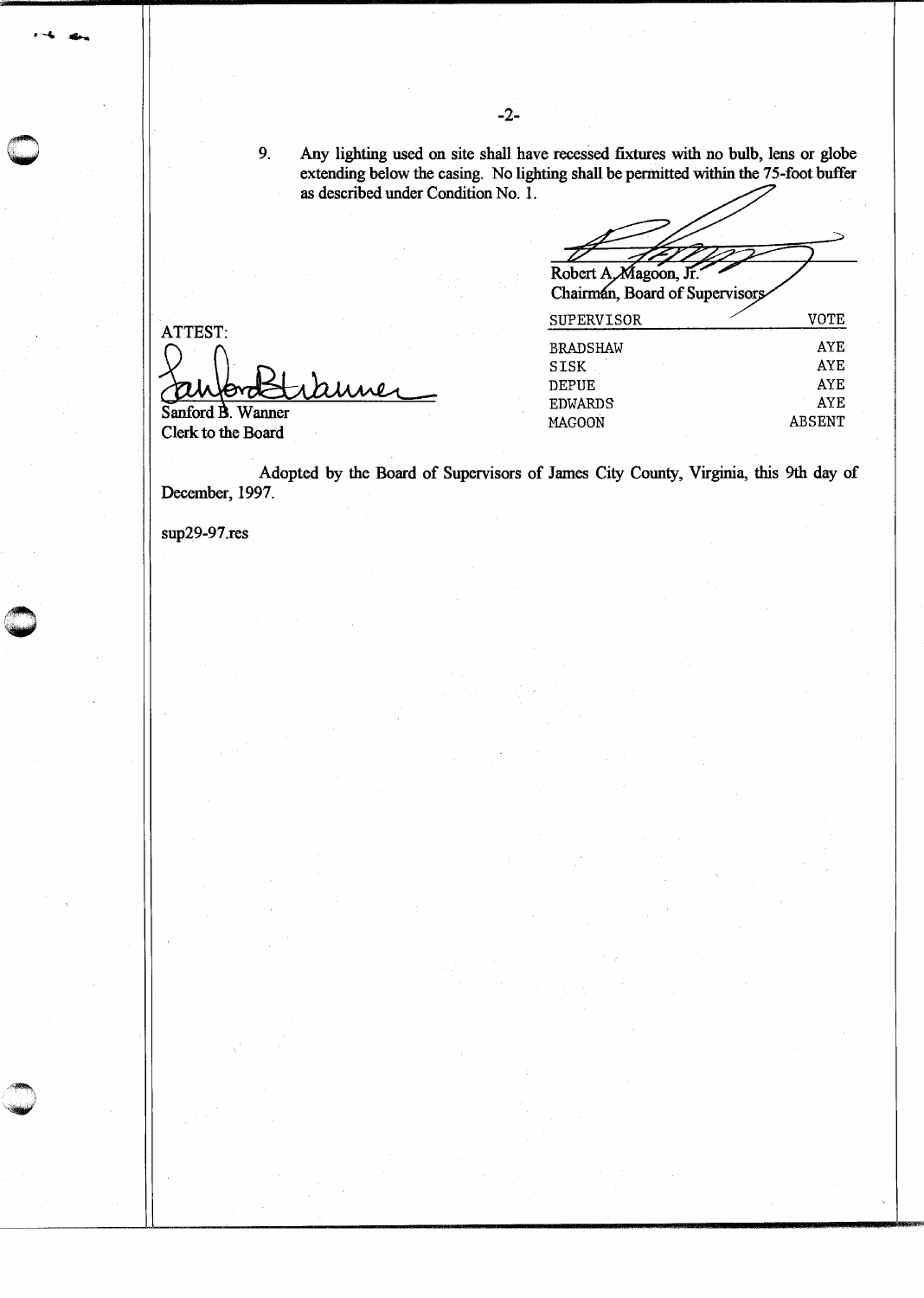9. Any lighting used on site shall have recessed fixtures with no bulb, lens or globe extending below the casing. No lighting shall be permitted within the 75-foot buffer as described under Condition No. 1.

Robert A. Magoon, Jr.
Chairman, Board of Supervisors

| SUPERVISOR | VOTE |
|---|---|
| BRADSHAW | AYE |
| SISK | AYE |
| DEPUE | AYE |
| EDWARDS | AYE |
| MAGOON | ABSENT |

ATTEST:

Sanford B. Wanner
Clerk to the Board

Adopted by the Board of Supervisors of James City County, Virginia, this 9th day of December, 1997.

sup29-97.res